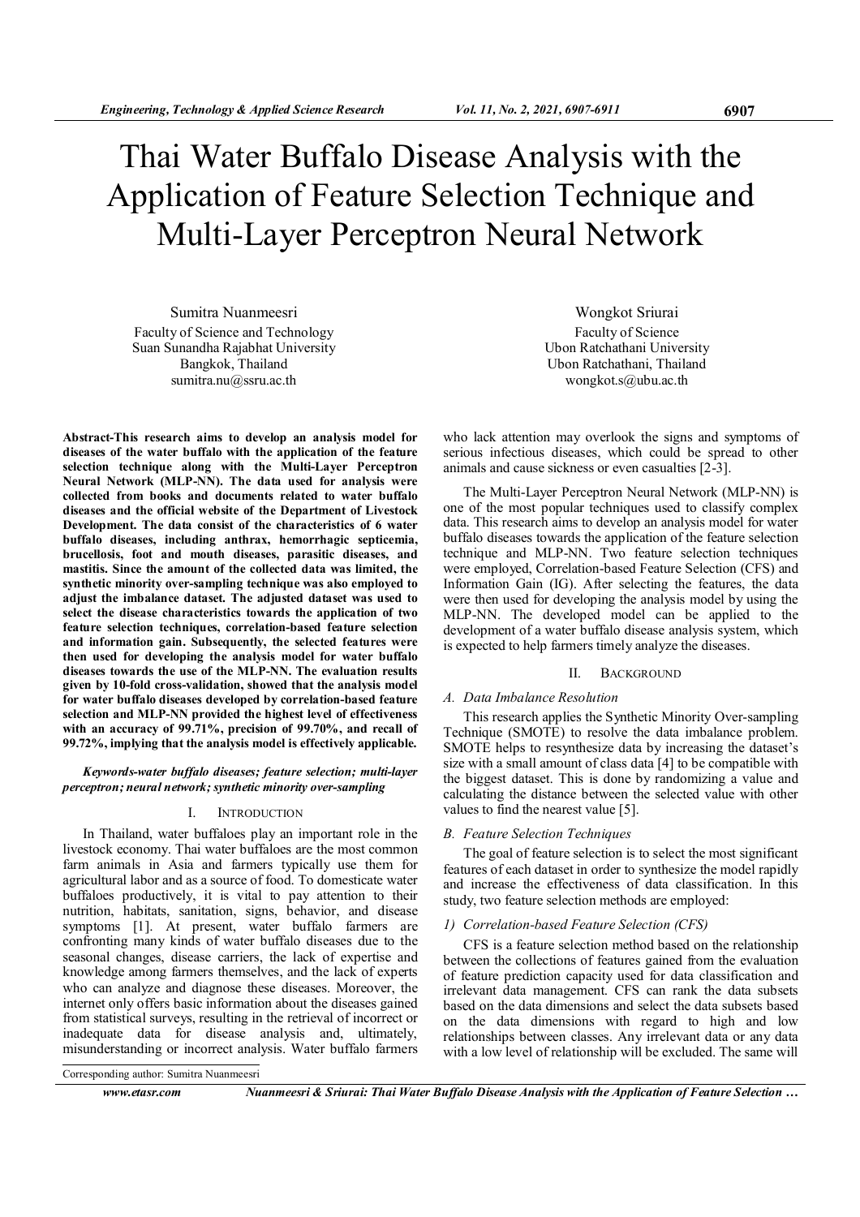# Thai Water Buffalo Disease Analysis with the Application of Feature Selection Technique and Multi-Layer Perceptron Neural Network

Sumitra Nuanmeesri
Faculty of Science and Technology
Suan Sunandha Rajabhat University
Bangkok, Thailand
sumitra.nu@ssru.ac.th

Wongkot Sriurai
Faculty of Science
Ubon Ratchathani University
Ubon Ratchathani, Thailand
wongkot.s@ubu.ac.th

**Abstract-This research aims to develop an analysis model for diseases of the water buffalo with the application of the feature selection technique along with the Multi-Layer Perceptron Neural Network (MLP-NN). The data used for analysis were collected from books and documents related to water buffalo diseases and the official website of the Department of Livestock Development. The data consist of the characteristics of 6 water buffalo diseases, including anthrax, hemorrhagic septicemia, brucellosis, foot and mouth diseases, parasitic diseases, and mastitis. Since the amount of the collected data was limited, the synthetic minority over-sampling technique was also employed to adjust the imbalance dataset. The adjusted dataset was used to select the disease characteristics towards the application of two feature selection techniques, correlation-based feature selection and information gain. Subsequently, the selected features were then used for developing the analysis model for water buffalo diseases towards the use of the MLP-NN. The evaluation results given by 10-fold cross-validation, showed that the analysis model for water buffalo diseases developed by correlation-based feature selection and MLP-NN provided the highest level of effectiveness with an accuracy of 99.71%, precision of 99.70%, and recall of 99.72%, implying that the analysis model is effectively applicable.**

***Keywords-water buffalo diseases; feature selection; multi-layer perceptron; neural network; synthetic minority over-sampling***

## I. Introduction

In Thailand, water buffaloes play an important role in the livestock economy. Thai water buffaloes are the most common farm animals in Asia and farmers typically use them for agricultural labor and as a source of food. To domesticate water buffaloes productively, it is vital to pay attention to their nutrition, habitats, sanitation, signs, behavior, and disease symptoms [1]. At present, water buffalo farmers are confronting many kinds of water buffalo diseases due to the seasonal changes, disease carriers, the lack of expertise and knowledge among farmers themselves, and the lack of experts who can analyze and diagnose these diseases. Moreover, the internet only offers basic information about the diseases gained from statistical surveys, resulting in the retrieval of incorrect or inadequate data for disease analysis and, ultimately, misunderstanding or incorrect analysis. Water buffalo farmers who lack attention may overlook the signs and symptoms of serious infectious diseases, which could be spread to other animals and cause sickness or even casualties [2-3].

The Multi-Layer Perceptron Neural Network (MLP-NN) is one of the most popular techniques used to classify complex data. This research aims to develop an analysis model for water buffalo diseases towards the application of the feature selection technique and MLP-NN. Two feature selection techniques were employed, Correlation-based Feature Selection (CFS) and Information Gain (IG). After selecting the features, the data were then used for developing the analysis model by using the MLP-NN. The developed model can be applied to the development of a water buffalo disease analysis system, which is expected to help farmers timely analyze the diseases.

Corresponding author: Sumitra Nuanmeesri

## II. Background

### A. Data Imbalance Resolution

This research applies the Synthetic Minority Over-sampling Technique (SMOTE) to resolve the data imbalance problem. SMOTE helps to resynthesize data by increasing the dataset's size with a small amount of class data [4] to be compatible with the biggest dataset. This is done by randomizing a value and calculating the distance between the selected value with other values to find the nearest value [5].

### B. Feature Selection Techniques

The goal of feature selection is to select the most significant features of each dataset in order to synthesize the model rapidly and increase the effectiveness of data classification. In this study, two feature selection methods are employed:

#### 1) Correlation-based Feature Selection (CFS)

CFS is a feature selection method based on the relationship between the collections of features gained from the evaluation of feature prediction capacity used for data classification and irrelevant data management. CFS can rank the data subsets based on the data dimensions and select the data subsets based on the data dimensions with regard to high and low relationships between classes. Any irrelevant data or any data with a low level of relationship will be excluded. The same will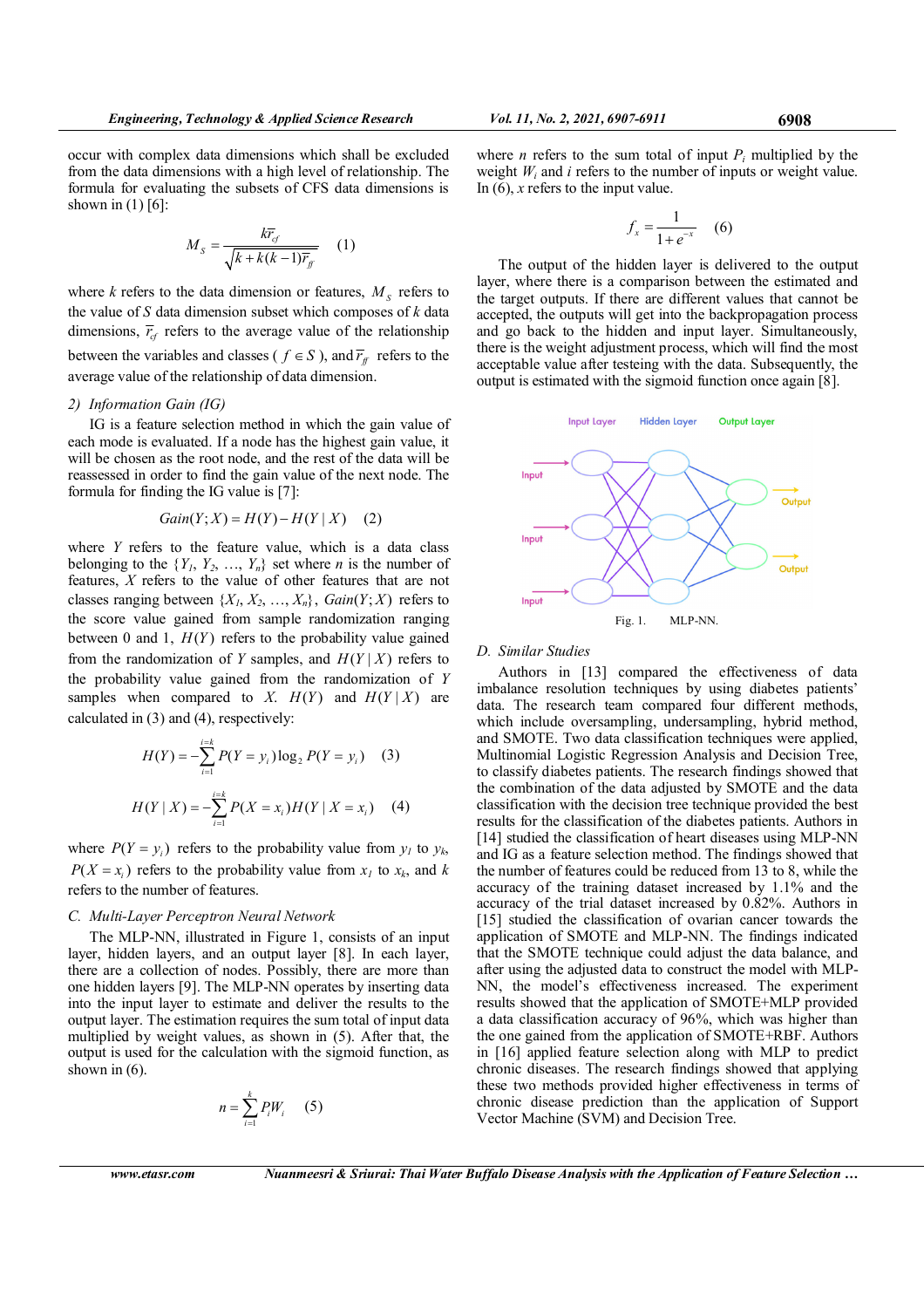occur with complex data dimensions which shall be excluded from the data dimensions with a high level of relationship. The formula for evaluating the subsets of CFS data dimensions is shown in (1) [6]:

$$M_S = \frac{k\overline{r}_{cf}}{\sqrt{k + k(k-1)\overline{r}_{ff}}} \quad (1)$$

where $k$ refers to the data dimension or features, $M_S$ refers to the value of $S$ data dimension subset which composes of $k$ data dimensions, $\overline{r}_{cf}$ refers to the average value of the relationship between the variables and classes ($f \in S$), and $\overline{r}_{ff}$ refers to the average value of the relationship of data dimension.

### 2) Information Gain (IG)

IG is a feature selection method in which the gain value of each mode is evaluated. If a node has the highest gain value, it will be chosen as the root node, and the rest of the data will be reassessed in order to find the gain value of the next node. The formula for finding the IG value is [7]:

$$Gain(Y; X) = H(Y) - H(Y \mid X) \quad (2)$$

where $Y$ refers to the feature value, which is a data class belonging to the $\{Y_1, Y_2, \ldots, Y_n\}$ set where $n$ is the number of features, $X$ refers to the value of other features that are not classes ranging between $\{X_1, X_2, \ldots, X_n\}$, $Gain(Y; X)$ refers to the score value gained from sample randomization ranging between 0 and 1, $H(Y)$ refers to the probability value gained from the randomization of $Y$ samples, and $H(Y \mid X)$ refers to the probability value gained from the randomization of $Y$ samples when compared to $X$. $H(Y)$ and $H(Y \mid X)$ are calculated in (3) and (4), respectively:

$$H(Y) = -\sum_{i=1}^{i=k} P(Y = y_i)\log_2 P(Y = y_i) \quad (3)$$

$$H(Y \mid X) = -\sum_{i=1}^{i=k} P(X = x_i) H(Y \mid X = x_i) \quad (4)$$

where $P(Y = y_i)$ refers to the probability value from $y_1$ to $y_k$, $P(X = x_i)$ refers to the probability value from $x_1$ to $x_k$, and $k$ refers to the number of features.

## C. Multi-Layer Perceptron Neural Network

The MLP-NN, illustrated in Figure 1, consists of an input layer, hidden layers, and an output layer [8]. In each layer, there are a collection of nodes. Possibly, there are more than one hidden layers [9]. The MLP-NN operates by inserting data into the input layer to estimate and deliver the results to the output layer. The estimation requires the sum total of input data multiplied by weight values, as shown in (5). After that, the output is used for the calculation with the sigmoid function, as shown in (6).

$$n = \sum_{i=1}^{k} P_i W_i \quad (5)$$

where $n$ refers to the sum total of input $P_i$ multiplied by the weight $W_i$ and $i$ refers to the number of inputs or weight value. In (6), $x$ refers to the input value.

$$f_x = \frac{1}{1 + e^{-x}} \quad (6)$$

The output of the hidden layer is delivered to the output layer, where there is a comparison between the estimated and the target outputs. If there are different values that cannot be accepted, the outputs will get into the backpropagation process and go back to the hidden and input layer. Simultaneously, there is the weight adjustment process, which will find the most acceptable value after testeing with the data. Subsequently, the output is estimated with the sigmoid function once again [8].

Fig. 1. MLP-NN.

## D. Similar Studies

Authors in [13] compared the effectiveness of data imbalance resolution techniques by using diabetes patients' data. The research team compared four different methods, which include oversampling, undersampling, hybrid method, and SMOTE. Two data classification techniques were applied, Multinomial Logistic Regression Analysis and Decision Tree, to classify diabetes patients. The research findings showed that the combination of the data adjusted by SMOTE and the data classification with the decision tree technique provided the best results for the classification of the diabetes patients. Authors in [14] studied the classification of heart diseases using MLP-NN and IG as a feature selection method. The findings showed that the number of features could be reduced from 13 to 8, while the accuracy of the training dataset increased by 1.1% and the accuracy of the trial dataset increased by 0.82%. Authors in [15] studied the classification of ovarian cancer towards the application of SMOTE and MLP-NN. The findings indicated that the SMOTE technique could adjust the data balance, and after using the adjusted data to construct the model with MLP-NN, the model's effectiveness increased. The experiment results showed that the application of SMOTE+MLP provided a data classification accuracy of 96%, which was higher than the one gained from the application of SMOTE+RBF. Authors in [16] applied feature selection along with MLP to predict chronic diseases. The research findings showed that applying these two methods provided higher effectiveness in terms of chronic disease prediction than the application of Support Vector Machine (SVM) and Decision Tree.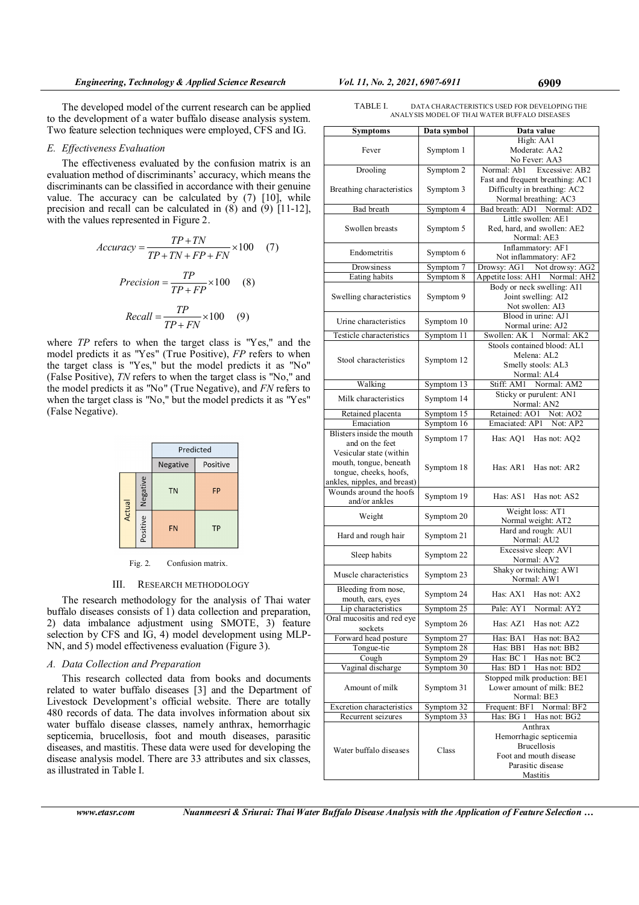The developed model of the current research can be applied to the development of a water buffalo disease analysis system. Two feature selection techniques were employed, CFS and IG.

### E. Effectiveness Evaluation

The effectiveness evaluated by the confusion matrix is an evaluation method of discriminants' accuracy, which means the discriminants can be classified in accordance with their genuine value. The accuracy can be calculated by (7) [10], while precision and recall can be calculated in (8) and (9) [11-12], with the values represented in Figure 2.

$$Accuracy = \frac{TP + TN}{TP + TN + FP + FN} \times 100 \quad (7)$$

$$Precision = \frac{TP}{TP + FP} \times 100 \quad (8)$$

$$Recall = \frac{TP}{TP + FN} \times 100 \quad (9)$$

where $TP$ refers to when the target class is "Yes," and the model predicts it as "Yes" (True Positive), $FP$ refers to when the target class is "Yes," but the model predicts it as "No" (False Positive), $TN$ refers to when the target class is "No," and the model predicts it as "No" (True Negative), and $FN$ refers to when the target class is "No," but the model predicts it as "Yes" (False Negative).

| | | Predicted | |
|---|---|---|---|
| | | Negative | Positive |
| Actual | Negative | TN | FP |
| | Positive | FN | TP |

Fig. 2. Confusion matrix.

## III. RESEARCH METHODOLOGY

The research methodology for the analysis of Thai water buffalo diseases consists of 1) data collection and preparation, 2) data imbalance adjustment using SMOTE, 3) feature selection by CFS and IG, 4) model development using MLP-NN, and 5) model effectiveness evaluation (Figure 3).

### A. Data Collection and Preparation

This research collected data from books and documents related to water buffalo diseases [3] and the Department of Livestock Development's official website. There are totally 480 records of data. The data involves information about six water buffalo disease classes, namely anthrax, hemorrhagic septicemia, brucellosis, foot and mouth diseases, parasitic diseases, and mastitis. These data were used for developing the disease analysis model. There are 33 attributes and six classes, as illustrated in Table I.

TABLE I. DATA CHARACTERISTICS USED FOR DEVELOPING THE ANALYSIS MODEL OF THAI WATER BUFFALO DISEASES

| Symptoms | Data symbol | Data value |
|---|---|---|
| Fever | Symptom 1 | High: AA1<br>Moderate: AA2<br>No Fever: AA3 |
| Drooling | Symptom 2 | Normal: Ab1 Excessive: AB2 |
| Breathing characteristics | Symptom 3 | Fast and frequent breathing: AC1<br>Difficulty in breathing: AC2<br>Normal breathing: AC3 |
| Bad breath | Symptom 4 | Bad breath: AD1 Normal: AD2 |
| Swollen breasts | Symptom 5 | Little swollen: AE1<br>Red, hard, and swollen: AE2<br>Normal: AE3 |
| Endometritis | Symptom 6 | Inflammatory: AF1<br>Not inflammatory: AF2 |
| Drowsiness | Symptom 7 | Drowsy: AG1 Not drowsy: AG2 |
| Eating habits | Symptom 8 | Appetite loss: AH1 Normal: AH2 |
| Swelling characteristics | Symptom 9 | Body or neck swelling: AI1<br>Joint swelling: AI2<br>Not swollen: AI3 |
| Urine characteristics | Symptom 10 | Blood in urine: AJ1<br>Normal urine: AJ2 |
| Testicle characteristics | Symptom 11 | Swollen: AK 1 Normal: AK2 |
| Stool characteristics | Symptom 12 | Stools contained blood: AL1<br>Melena: AL2<br>Smelly stools: AL3<br>Normal: AL4 |
| Walking | Symptom 13 | Stiff: AM1 Normal: AM2 |
| Milk characteristics | Symptom 14 | Sticky or purulent: AN1<br>Normal: AN2 |
| Retained placenta | Symptom 15 | Retained: AO1 Not: AO2 |
| Emaciation | Symptom 16 | Emaciated: AP1 Not: AP2 |
| Blisters inside the mouth and on the feet | Symptom 17 | Has: AQ1 Has not: AQ2 |
| Vesicular state (within mouth, tongue, beneath tongue, cheeks, hoofs, ankles, nipples, and breast) | Symptom 18 | Has: AR1 Has not: AR2 |
| Wounds around the hoofs and/or ankles | Symptom 19 | Has: AS1 Has not: AS2 |
| Weight | Symptom 20 | Weight loss: AT1<br>Normal weight: AT2 |
| Hard and rough hair | Symptom 21 | Hard and rough: AU1<br>Normal: AU2 |
| Sleep habits | Symptom 22 | Excessive sleep: AV1<br>Normal: AV2 |
| Muscle characteristics | Symptom 23 | Shaky or twitching: AW1<br>Normal: AW1 |
| Bleeding from nose, mouth, ears, eyes | Symptom 24 | Has: AX1 Has not: AX2 |
| Lip characteristics | Symptom 25 | Pale: AY1 Normal: AY2 |
| Oral mucositis and red eye sockets | Symptom 26 | Has: AZ1 Has not: AZ2 |
| Forward head posture | Symptom 27 | Has: BA1 Has not: BA2 |
| Tongue-tie | Symptom 28 | Has: BB1 Has not: BB2 |
| Cough | Symptom 29 | Has: BC 1 Has not: BC2 |
| Vaginal discharge | Symptom 30 | Has: BD 1 Has not: BD2 |
| Amount of milk | Symptom 31 | Stopped milk production: BE1<br>Lower amount of milk: BE2<br>Normal: BE3 |
| Excretion characteristics | Symptom 32 | Frequent: BF1 Normal: BF2 |
| Recurrent seizures | Symptom 33 | Has: BG 1 Has not: BG2 |
| Water buffalo diseases | Class | Anthrax<br>Hemorrhagic septicemia<br>Brucellosis<br>Foot and mouth disease<br>Parasitic disease<br>Mastitis |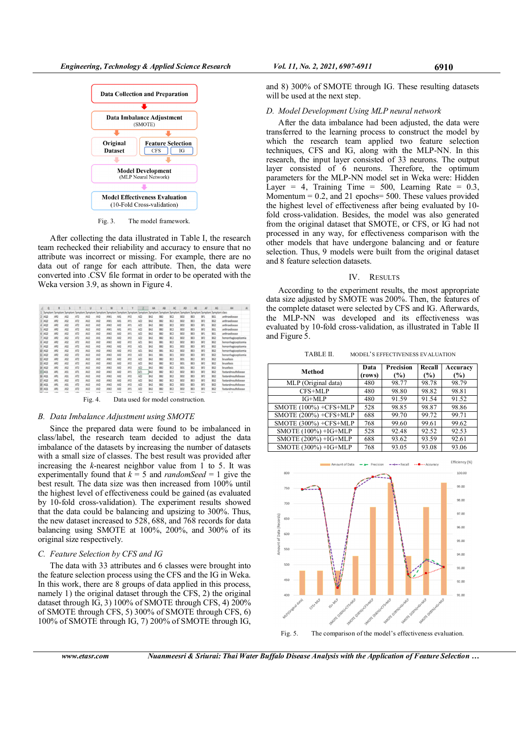Fig. 3. The model framework.

After collecting the data illustrated in Table I, the research team rechecked their reliability and accuracy to ensure that no attribute was incorrect or missing. For example, there are no data out of range for each attribute. Then, the data were converted into .CSV file format in order to be operated with the Weka version 3.9, as shown in Figure 4.

Fig. 4. Data used for model construction.

## B. Data Imbalance Adjustment using SMOTE

Since the prepared data were found to be imbalanced in class/label, the research team decided to adjust the data imbalance of the datasets by increasing the number of datasets with a small size of classes. The best result was provided after increasing the *k*-nearest neighbor value from 1 to 5. It was experimentally found that $k = 5$ and *randomSeed* = 1 give the best result. The data size was then increased from 100% until the highest level of effectiveness could be gained (as evaluated by 10-fold cross-validation). The experiment results showed that the data could be balancing and upsizing to 300%. Thus, the new dataset increased to 528, 688, and 768 records for data balancing using SMOTE at 100%, 200%, and 300% of its original size respectively.

## C. Feature Selection by CFS and IG

The data with 33 attributes and 6 classes were brought into the feature selection process using the CFS and the IG in Weka. In this work, there are 8 groups of data applied in this process, namely 1) the original dataset through the CFS, 2) the original dataset through IG, 3) 100% of SMOTE through CFS, 4) 200% of SMOTE through CFS, 5) 300% of SMOTE through CFS, 6) 100% of SMOTE through IG, 7) 200% of SMOTE through IG, and 8) 300% of SMOTE through IG. These resulting datasets will be used at the next step.

## D. Model Development Using MLP neural network

After the data imbalance had been adjusted, the data were transferred to the learning process to construct the model by which the research team applied two feature selection techniques, CFS and IG, along with the MLP-NN. In this research, the input layer consisted of 33 neurons. The output layer consisted of 6 neurons. Therefore, the optimum parameters for the MLP-NN model set in Weka were: Hidden Layer = 4, Training Time = 500, Learning Rate = 0.3, Momentum = 0.2, and 21 epochs= 500. These values provided the highest level of effectiveness after being evaluated by 10-fold cross-validation. Besides, the model was also generated from the original dataset that SMOTE, or CFS, or IG had not processed in any way, for effectiveness comparison with the other models that have undergone balancing and or feature selection. Thus, 9 models were built from the original dataset and 8 feature selection datasets.

# IV. RESULTS

According to the experiment results, the most appropriate data size adjusted by SMOTE was 200%. Then, the features of the complete dataset were selected by CFS and IG. Afterwards, the MLP-NN was developed and its effectiveness was evaluated by 10-fold cross-validation, as illustrated in Table II and Figure 5.

TABLE II. MODEL'S EFFECTIVENESS EVALUATION

| Method | Data (rows) | Precision (%) | Recall (%) | Accuracy (%) |
|---|---|---|---|---|
| MLP (Original data) | 480 | 98.77 | 98.78 | 98.79 |
| CFS+MLP | 480 | 98.80 | 98.82 | 98.81 |
| IG+MLP | 480 | 91.59 | 91.54 | 91.52 |
| SMOTE (100%) +CFS+MLP | 528 | 98.85 | 98.87 | 98.86 |
| SMOTE (200%) +CFS+MLP | 688 | 99.70 | 99.72 | 99.71 |
| SMOTE (300%) +CFS+MLP | 768 | 99.60 | 99.61 | 99.62 |
| SMOTE (100%) +IG+MLP | 528 | 92.48 | 92.52 | 92.53 |
| SMOTE (200%) +IG+MLP | 688 | 93.62 | 93.59 | 93.61 |
| SMOTE (300%) +IG+MLP | 768 | 93.05 | 93.08 | 93.06 |

Fig. 5. The comparison of the model's effectiveness evaluation.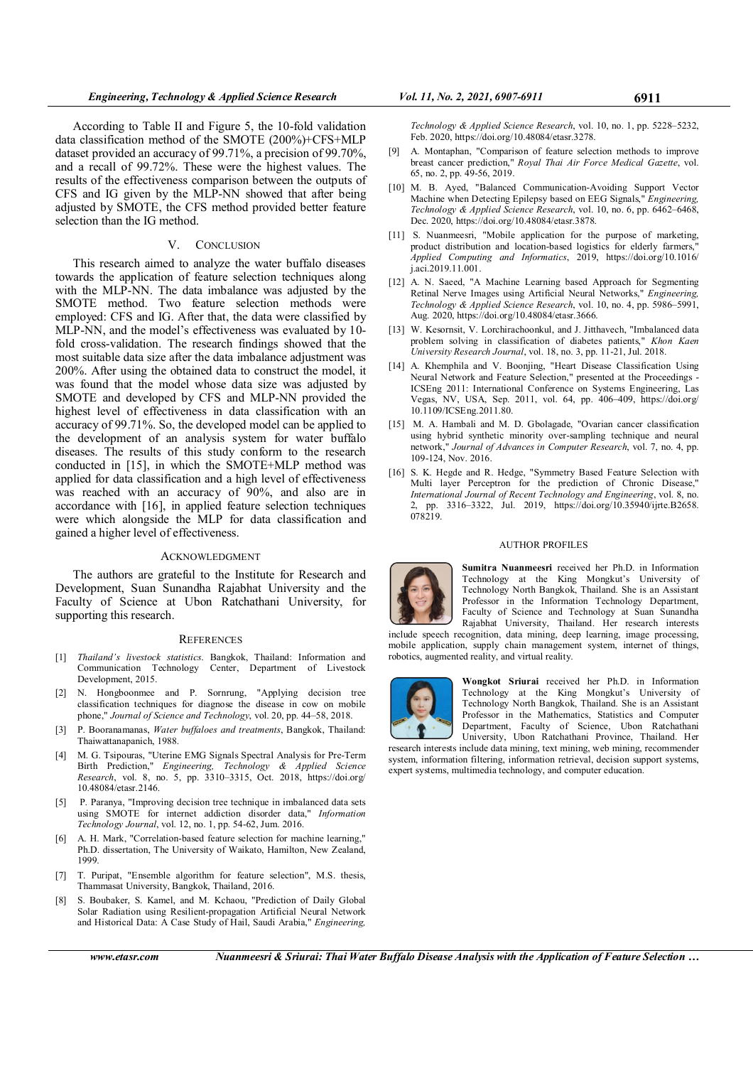According to Table II and Figure 5, the 10-fold validation data classification method of the SMOTE (200%)+CFS+MLP dataset provided an accuracy of 99.71%, a precision of 99.70%, and a recall of 99.72%. These were the highest values. The results of the effectiveness comparison between the outputs of CFS and IG given by the MLP-NN showed that after being adjusted by SMOTE, the CFS method provided better feature selection than the IG method.

## V. CONCLUSION

This research aimed to analyze the water buffalo diseases towards the application of feature selection techniques along with the MLP-NN. The data imbalance was adjusted by the SMOTE method. Two feature selection methods were employed: CFS and IG. After that, the data were classified by MLP-NN, and the model's effectiveness was evaluated by 10-fold cross-validation. The research findings showed that the most suitable data size after the data imbalance adjustment was 200%. After using the obtained data to construct the model, it was found that the model whose data size was adjusted by SMOTE and developed by CFS and MLP-NN provided the highest level of effectiveness in data classification with an accuracy of 99.71%. So, the developed model can be applied to the development of an analysis system for water buffalo diseases. The results of this study conform to the research conducted in [15], in which the SMOTE+MLP method was applied for data classification and a high level of effectiveness was reached with an accuracy of 90%, and also are in accordance with [16], in applied feature selection techniques were which alongside the MLP for data classification and gained a higher level of effectiveness.

## ACKNOWLEDGMENT

The authors are grateful to the Institute for Research and Development, Suan Sunandha Rajabhat University and the Faculty of Science at Ubon Ratchathani University, for supporting this research.

## REFERENCES

[1] *Thailand's livestock statistics*. Bangkok, Thailand: Information and Communication Technology Center, Department of Livestock Development, 2015.

[2] N. Hongboonmee and P. Sornrung, "Applying decision tree classification techniques for diagnose the disease in cow on mobile phone," *Journal of Science and Technology*, vol. 20, pp. 44–58, 2018.

[3] P. Booranamanas, *Water buffaloes and treatments*, Bangkok, Thailand: Thaiwattanapanich, 1988.

[4] M. G. Tsipouras, "Uterine EMG Signals Spectral Analysis for Pre-Term Birth Prediction," *Engineering, Technology & Applied Science Research*, vol. 8, no. 5, pp. 3310–3315, Oct. 2018, https://doi.org/10.48084/etasr.2146.

[5] P. Paranya, "Improving decision tree technique in imbalanced data sets using SMOTE for internet addiction disorder data," *Information Technology Journal*, vol. 12, no. 1, pp. 54-62, Jum. 2016.

[6] A. H. Mark, "Correlation-based feature selection for machine learning," Ph.D. dissertation, The University of Waikato, Hamilton, New Zealand, 1999.

[7] T. Puripat, "Ensemble algorithm for feature selection", M.S. thesis, Thammasat University, Bangkok, Thailand, 2016.

[8] S. Boubaker, S. Kamel, and M. Kchaou, "Prediction of Daily Global Solar Radiation using Resilient-propagation Artificial Neural Network and Historical Data: A Case Study of Hail, Saudi Arabia," *Engineering, Technology & Applied Science Research*, vol. 10, no. 1, pp. 5228–5232, Feb. 2020, https://doi.org/10.48084/etasr.3278.

[9] A. Montaphan, "Comparison of feature selection methods to improve breast cancer prediction," *Royal Thai Air Force Medical Gazette*, vol. 65, no. 2, pp. 49-56, 2019.

[10] M. B. Ayed, "Balanced Communication-Avoiding Support Vector Machine when Detecting Epilepsy based on EEG Signals," *Engineering, Technology & Applied Science Research*, vol. 10, no. 6, pp. 6462–6468, Dec. 2020, https://doi.org/10.48084/etasr.3878.

[11] S. Nuanmeesri, "Mobile application for the purpose of marketing, product distribution and location-based logistics for elderly farmers," *Applied Computing and Informatics*, 2019, https://doi.org/10.1016/j.aci.2019.11.001.

[12] A. N. Saeed, "A Machine Learning based Approach for Segmenting Retinal Nerve Images using Artificial Neural Networks," *Engineering, Technology & Applied Science Research*, vol. 10, no. 4, pp. 5986–5991, Aug. 2020, https://doi.org/10.48084/etasr.3666.

[13] W. Kesornsit, V. Lorchirachoonkul, and J. Jitthavech, "Imbalanced data problem solving in classification of diabetes patients," *Khon Kaen University Research Journal*, vol. 18, no. 3, pp. 11-21, Jul. 2018.

[14] A. Khemphila and V. Boonjing, "Heart Disease Classification Using Neural Network and Feature Selection," presented at the Proceedings - ICSEng 2011: International Conference on Systems Engineering, Las Vegas, NV, USA, Sep. 2011, vol. 64, pp. 406–409, https://doi.org/10.1109/ICSEng.2011.80.

[15] M. A. Hambali and M. D. Gbolagade, "Ovarian cancer classification using hybrid synthetic minority over-sampling technique and neural network," *Journal of Advances in Computer Research*, vol. 7, no. 4, pp. 109-124, Nov. 2016.

[16] S. K. Hegde and R. Hedge, "Symmetry Based Feature Selection with Multi layer Perceptron for the prediction of Chronic Disease," *International Journal of Recent Technology and Engineering*, vol. 8, no. 2, pp. 3316–3322, Jul. 2019, https://doi.org/10.35940/ijrte.B2658.078219.

## AUTHOR PROFILES

**Sumitra Nuanmeesri** received her Ph.D. in Information Technology at the King Mongkut's University of Technology North Bangkok, Thailand. She is an Assistant Professor in the Information Technology Department, Faculty of Science and Technology at Suan Sunandha Rajabhat University, Thailand. Her research interests include speech recognition, data mining, deep learning, image processing, mobile application, supply chain management system, internet of things, robotics, augmented reality, and virtual reality.

**Wongkot Sriurai** received her Ph.D. in Information Technology at the King Mongkut's University of Technology North Bangkok, Thailand. She is an Assistant Professor in the Mathematics, Statistics and Computer Department, Faculty of Science, Ubon Ratchathani University, Ubon Ratchathani Province, Thailand. Her research interests include data mining, text mining, web mining, recommender system, information filtering, information retrieval, decision support systems, expert systems, multimedia technology, and computer education.